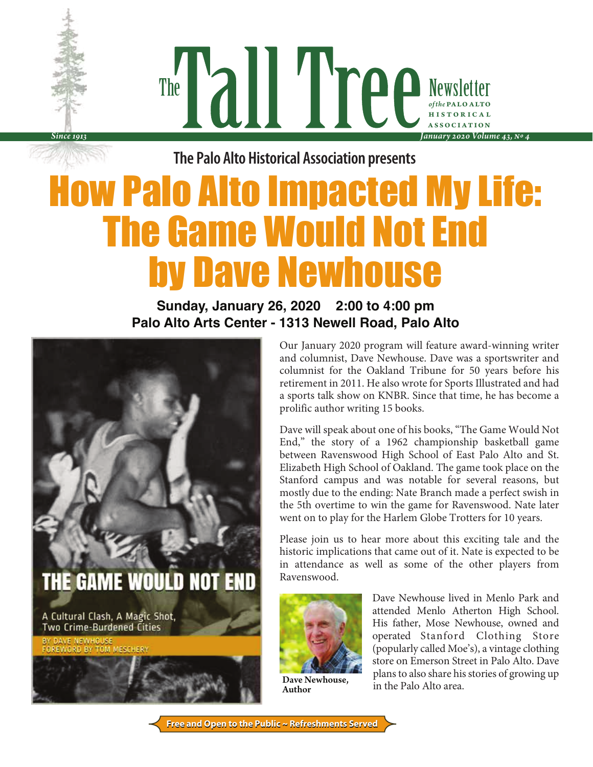# The Tall Tree

Newsletter *of the* PALO ALTO HISTORICAL ASSOCIATION

*Since 1913*

*January 2020 Volume 43, No 4*

**The Palo Alto Historical Association presents**

# How Palo Alto Impacted My Life: The Game Would Not End by Dave Newhouse

**Sunday, January 26, 2020 2:00 to 4:00 pm**
**Palo Alto Arts Center - 1313 Newell Road, Palo Alto**

THE GAME WOULD NOT END

A Cultural Clash, A Magic Shot, Two Crime-Burdened Cities

BY DAVE NEWHOUSE
FOREWORD BY TOM MESCHERY

Our January 2020 program will feature award-winning writer and columnist, Dave Newhouse. Dave was a sportswriter and columnist for the Oakland Tribune for 50 years before his retirement in 2011. He also wrote for Sports Illustrated and had a sports talk show on KNBR. Since that time, he has become a prolific author writing 15 books.

Dave will speak about one of his books, "The Game Would Not End," the story of a 1962 championship basketball game between Ravenswood High School of East Palo Alto and St. Elizabeth High School of Oakland. The game took place on the Stanford campus and was notable for several reasons, but mostly due to the ending: Nate Branch made a perfect swish in the 5th overtime to win the game for Ravenswood. Nate later went on to play for the Harlem Globe Trotters for 10 years.

Please join us to hear more about this exciting tale and the historic implications that came out of it. Nate is expected to be in attendance as well as some of the other players from Ravenswood.

**Dave Newhouse, Author**

Dave Newhouse lived in Menlo Park and attended Menlo Atherton High School. His father, Mose Newhouse, owned and operated Stanford Clothing Store (popularly called Moe's), a vintage clothing store on Emerson Street in Palo Alto. Dave plans to also share his stories of growing up in the Palo Alto area.

**Free and Open to the Public ~ Refreshments Served**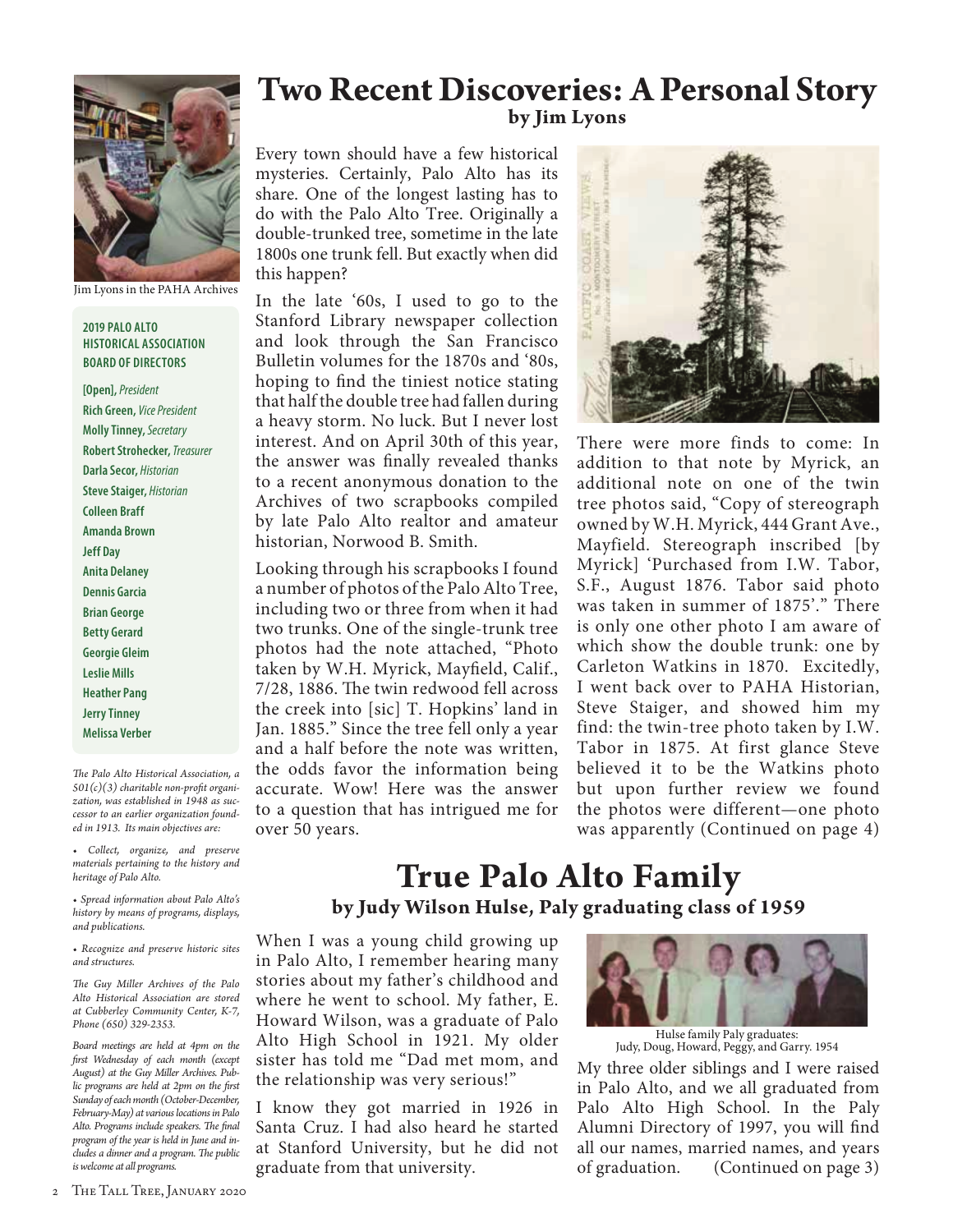Jim Lyons in the PAHA Archives

**2019 PALO ALTO HISTORICAL ASSOCIATION BOARD OF DIRECTORS**

**[Open]**, *President*
**Rich Green,** *Vice President*
**Molly Tinney,** *Secretary*
**Robert Strohecker,** *Treasurer*
**Darla Secor,** *Historian*
**Steve Staiger,** *Historian*
**Colleen Braff**
**Amanda Brown**
**Jeff Day**
**Anita Delaney**
**Dennis Garcia**
**Brian George**
**Betty Gerard**
**Georgie Gleim**
**Leslie Mills**
**Heather Pang**
**Jerry Tinney**
**Melissa Verber**

*The Palo Alto Historical Association, a 501(c)(3) charitable non-profit organization, was established in 1948 as successor to an earlier organization founded in 1913. Its main objectives are:*

- *Collect, organize, and preserve materials pertaining to the history and heritage of Palo Alto.*
- *Spread information about Palo Alto's history by means of programs, displays, and publications.*
- *Recognize and preserve historic sites and structures.*

*The Guy Miller Archives of the Palo Alto Historical Association are stored at Cubberley Community Center, K-7, Phone (650) 329-2353.*

*Board meetings are held at 4pm on the first Wednesday of each month (except August) at the Guy Miller Archives. Public programs are held at 2pm on the first Sunday of each month (October-December, February-May) at various locations in Palo Alto. Programs include speakers. The final program of the year is held in June and includes a dinner and a program. The public is welcome at all programs.*

# Two Recent Discoveries: A Personal Story

**by Jim Lyons**

Every town should have a few historical mysteries. Certainly, Palo Alto has its share. One of the longest lasting has to do with the Palo Alto Tree. Originally a double-trunked tree, sometime in the late 1800s one trunk fell. But exactly when did this happen?

In the late '60s, I used to go to the Stanford Library newspaper collection and look through the San Francisco Bulletin volumes for the 1870s and '80s, hoping to find the tiniest notice stating that half the double tree had fallen during a heavy storm. No luck. But I never lost interest. And on April 30th of this year, the answer was finally revealed thanks to a recent anonymous donation to the Archives of two scrapbooks compiled by late Palo Alto realtor and amateur historian, Norwood B. Smith.

Looking through his scrapbooks I found a number of photos of the Palo Alto Tree, including two or three from when it had two trunks. One of the single-trunk tree photos had the note attached, "Photo taken by W.H. Myrick, Mayfield, Calif., 7/28, 1886. The twin redwood fell across the creek into [sic] T. Hopkins' land in Jan. 1885." Since the tree fell only a year and a half before the note was written, the odds favor the information being accurate. Wow! Here was the answer to a question that has intrigued me for over 50 years.

There were more finds to come: In addition to that note by Myrick, an additional note on one of the twin tree photos said, "Copy of stereograph owned by W.H. Myrick, 444 Grant Ave., Mayfield. Stereograph inscribed [by Myrick] 'Purchased from I.W. Tabor, S.F., August 1876. Tabor said photo was taken in summer of 1875'." There is only one other photo I am aware of which show the double trunk: one by Carleton Watkins in 1870. Excitedly, I went back over to PAHA Historian, Steve Staiger, and showed him my find: the twin-tree photo taken by I.W. Tabor in 1875. At first glance Steve believed it to be the Watkins photo but upon further review we found the photos were different—one photo was apparently (Continued on page 4)

# True Palo Alto Family

**by Judy Wilson Hulse, Paly graduating class of 1959**

When I was a young child growing up in Palo Alto, I remember hearing many stories about my father's childhood and where he went to school. My father, E. Howard Wilson, was a graduate of Palo Alto High School in 1921. My older sister has told me "Dad met mom, and the relationship was very serious!"

I know they got married in 1926 in Santa Cruz. I had also heard he started at Stanford University, but he did not graduate from that university.

Hulse family Paly graduates: Judy, Doug, Howard, Peggy, and Garry. 1954

My three older siblings and I were raised in Palo Alto, and we all graduated from Palo Alto High School. In the Paly Alumni Directory of 1997, you will find all our names, married names, and years of graduation. (Continued on page 3)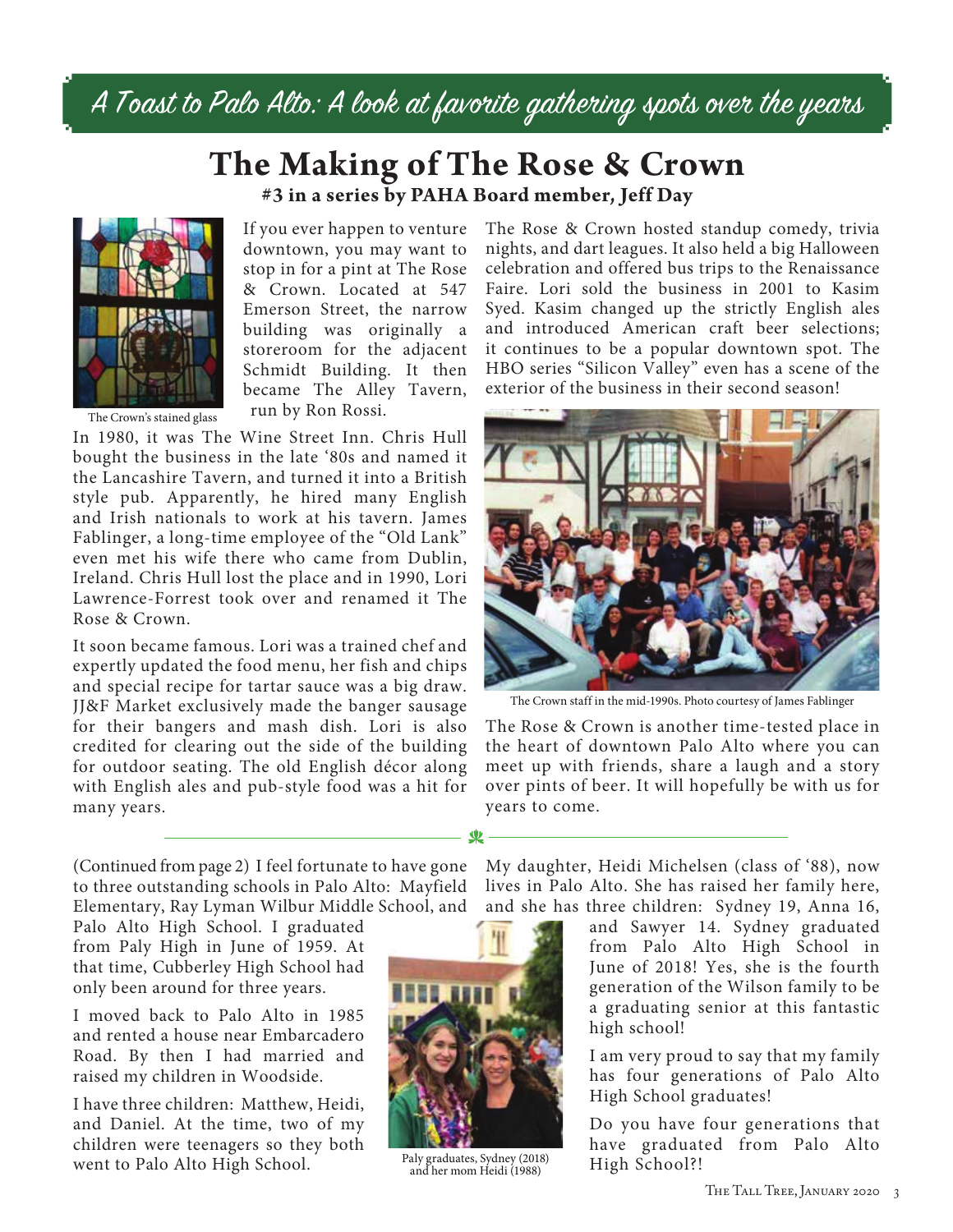## A Toast to Palo Alto: A look at favorite gathering spots over the years

# The Making of The Rose & Crown

**#3 in a series by PAHA Board member, Jeff Day**

The Crown's stained glass

If you ever happen to venture downtown, you may want to stop in for a pint at The Rose & Crown. Located at 547 Emerson Street, the narrow building was originally a storeroom for the adjacent Schmidt Building. It then became The Alley Tavern, run by Ron Rossi.

In 1980, it was The Wine Street Inn. Chris Hull bought the business in the late '80s and named it the Lancashire Tavern, and turned it into a British style pub. Apparently, he hired many English and Irish nationals to work at his tavern. James Fablinger, a long-time employee of the "Old Lank" even met his wife there who came from Dublin, Ireland. Chris Hull lost the place and in 1990, Lori Lawrence-Forrest took over and renamed it The Rose & Crown.

It soon became famous. Lori was a trained chef and expertly updated the food menu, her fish and chips and special recipe for tartar sauce was a big draw. JJ&F Market exclusively made the banger sausage for their bangers and mash dish. Lori is also credited for clearing out the side of the building for outdoor seating. The old English décor along with English ales and pub-style food was a hit for many years.

The Rose & Crown hosted standup comedy, trivia nights, and dart leagues. It also held a big Halloween celebration and offered bus trips to the Renaissance Faire. Lori sold the business in 2001 to Kasim Syed. Kasim changed up the strictly English ales and introduced American craft beer selections; it continues to be a popular downtown spot. The HBO series "Silicon Valley" even has a scene of the exterior of the business in their second season!

The Crown staff in the mid-1990s. Photo courtesy of James Fablinger

The Rose & Crown is another time-tested place in the heart of downtown Palo Alto where you can meet up with friends, share a laugh and a story over pints of beer. It will hopefully be with us for years to come.

---

(Continued from page 2) I feel fortunate to have gone to three outstanding schools in Palo Alto: Mayfield Elementary, Ray Lyman Wilbur Middle School, and Palo Alto High School. I graduated from Paly High in June of 1959. At that time, Cubberley High School had only been around for three years.

I moved back to Palo Alto in 1985 and rented a house near Embarcadero Road. By then I had married and raised my children in Woodside.

I have three children: Matthew, Heidi, and Daniel. At the time, two of my children were teenagers so they both went to Palo Alto High School.

Paly graduates, Sydney (2018) and her mom Heidi (1988)

My daughter, Heidi Michelsen (class of '88), now lives in Palo Alto. She has raised her family here, and she has three children: Sydney 19, Anna 16, and Sawyer 14. Sydney graduated from Palo Alto High School in June of 2018! Yes, she is the fourth generation of the Wilson family to be a graduating senior at this fantastic high school!

I am very proud to say that my family has four generations of Palo Alto High School graduates!

Do you have four generations that have graduated from Palo Alto High School?!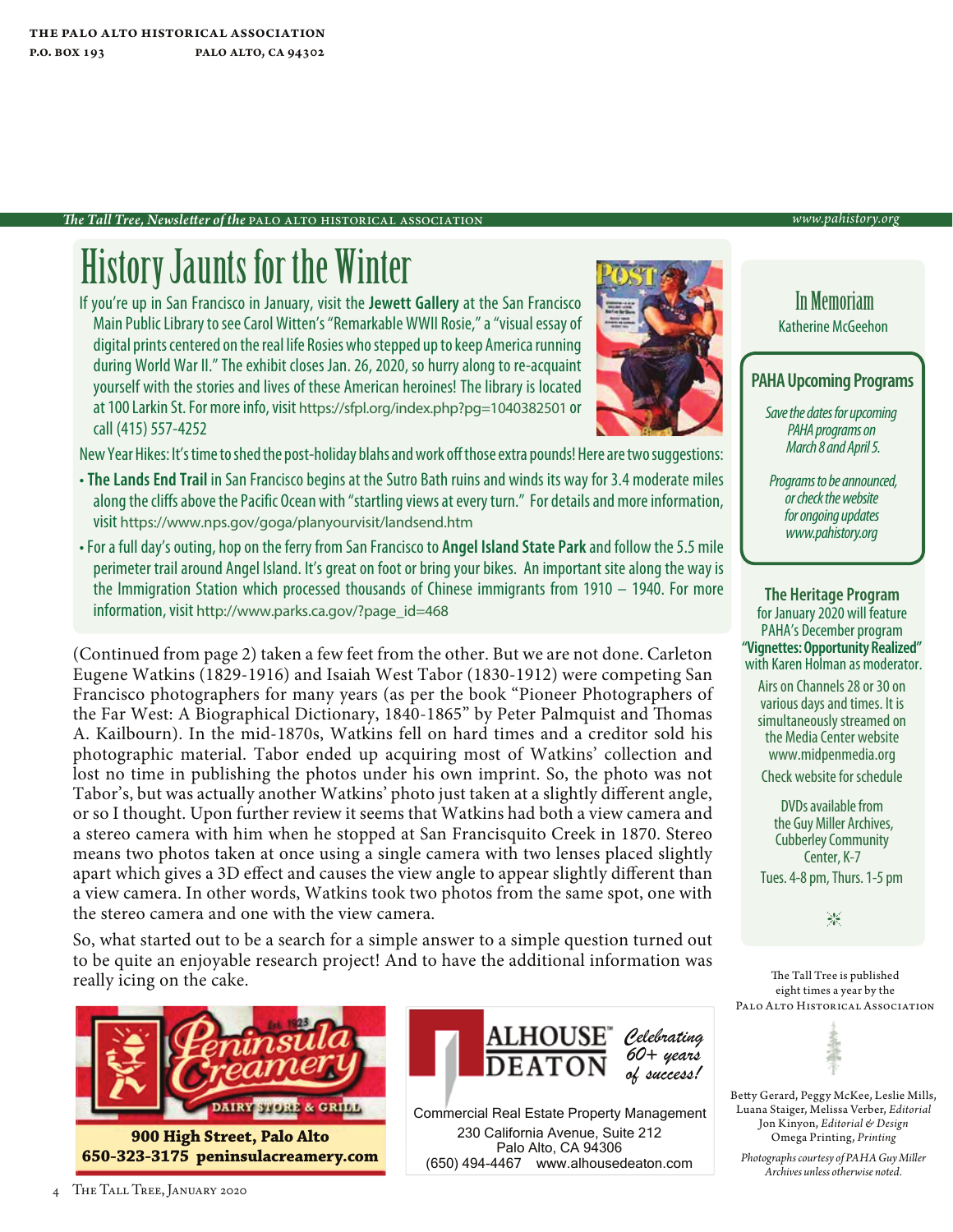THE PALO ALTO HISTORICAL ASSOCIATION
P.O. BOX 193 PALO ALTO, CA 94302

# History Jaunts for the Winter

If you're up in San Francisco in January, visit the **Jewett Gallery** at the San Francisco Main Public Library to see Carol Witten's "Remarkable WWII Rosie," a "visual essay of digital prints centered on the real life Rosies who stepped up to keep America running during World War II." The exhibit closes Jan. 26, 2020, so hurry along to re-acquaint yourself with the stories and lives of these American heroines! The library is located at 100 Larkin St. For more info, visit https://sfpl.org/index.php?pg=1040382501 or call (415) 557-4252

New Year Hikes: It's time to shed the post-holiday blahs and work off those extra pounds! Here are two suggestions:

- **The Lands End Trail** in San Francisco begins at the Sutro Bath ruins and winds its way for 3.4 moderate miles along the cliffs above the Pacific Ocean with "startling views at every turn." For details and more information, visit https://www.nps.gov/goga/planyourvisit/landsend.htm
- For a full day's outing, hop on the ferry from San Francisco to **Angel Island State Park** and follow the 5.5 mile perimeter trail around Angel Island. It's great on foot or bring your bikes. An important site along the way is the Immigration Station which processed thousands of Chinese immigrants from 1910 – 1940. For more information, visit http://www.parks.ca.gov/?page_id=468

(Continued from page 2) taken a few feet from the other. But we are not done. Carleton Eugene Watkins (1829-1916) and Isaiah West Tabor (1830-1912) were competing San Francisco photographers for many years (as per the book "Pioneer Photographers of the Far West: A Biographical Dictionary, 1840-1865" by Peter Palmquist and Thomas A. Kailbourn). In the mid-1870s, Watkins fell on hard times and a creditor sold his photographic material. Tabor ended up acquiring most of Watkins' collection and lost no time in publishing the photos under his own imprint. So, the photo was not Tabor's, but was actually another Watkins' photo just taken at a slightly different angle, or so I thought. Upon further review it seems that Watkins had both a view camera and a stereo camera with him when he stopped at San Francisquito Creek in 1870. Stereo means two photos taken at once using a single camera with two lenses placed slightly apart which gives a 3D effect and causes the view angle to appear slightly different than a view camera. In other words, Watkins took two photos from the same spot, one with the stereo camera and one with the view camera.

So, what started out to be a search for a simple answer to a simple question turned out to be quite an enjoyable research project! And to have the additional information was really icing on the cake.

Peninsula Creamery — Est. 1923 — Dairy Store & Grill
**900 High Street, Palo Alto**
**650-323-3175 peninsulacreamery.com**

ALHOUSE DEATON — *Celebrating 60+ years of success!*
Commercial Real Estate Property Management
230 California Avenue, Suite 212
Palo Alto, CA 94306
(650) 494-4467 www.alhousedeaton.com

## In Memoriam

Katherine McGeehon

## PAHA Upcoming Programs

*Save the dates for upcoming PAHA programs on March 8 and April 5.*

*Programs to be announced, or check the website for ongoing updates www.pahistory.org*

## The Heritage Program

for January 2020 will feature PAHA's December program **"Vignettes: Opportunity Realized"** with Karen Holman as moderator.

Airs on Channels 28 or 30 on various days and times. It is simultaneously streamed on the Media Center website www.midpenmedia.org

Check website for schedule

DVDs available from the Guy Miller Archives, Cubberley Community Center, K-7

Tues. 4-8 pm, Thurs. 1-5 pm

The Tall Tree is published eight times a year by the Palo Alto Historical Association

Betty Gerard, Peggy McKee, Leslie Mills, Luana Staiger, Melissa Verber, *Editorial*
Jon Kinyon, *Editorial & Design*
Omega Printing, *Printing*

*Photographs courtesy of PAHA Guy Miller Archives unless otherwise noted.*